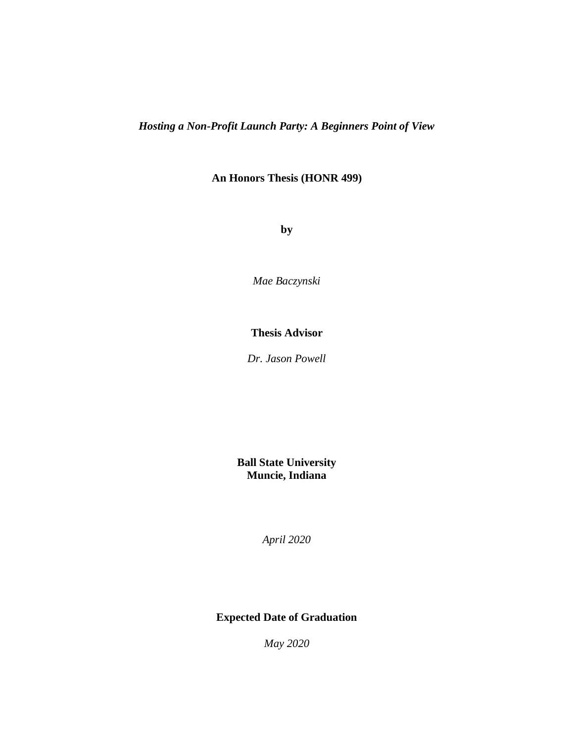***Hosting a Non-Profit Launch Party: A Beginners Point of View***

**An Honors Thesis (HONR 499)**

**by**

*Mae Baczynski*

**Thesis Advisor**

*Dr. Jason Powell*

**Ball State University**
**Muncie, Indiana**

*April 2020*

**Expected Date of Graduation**

*May 2020*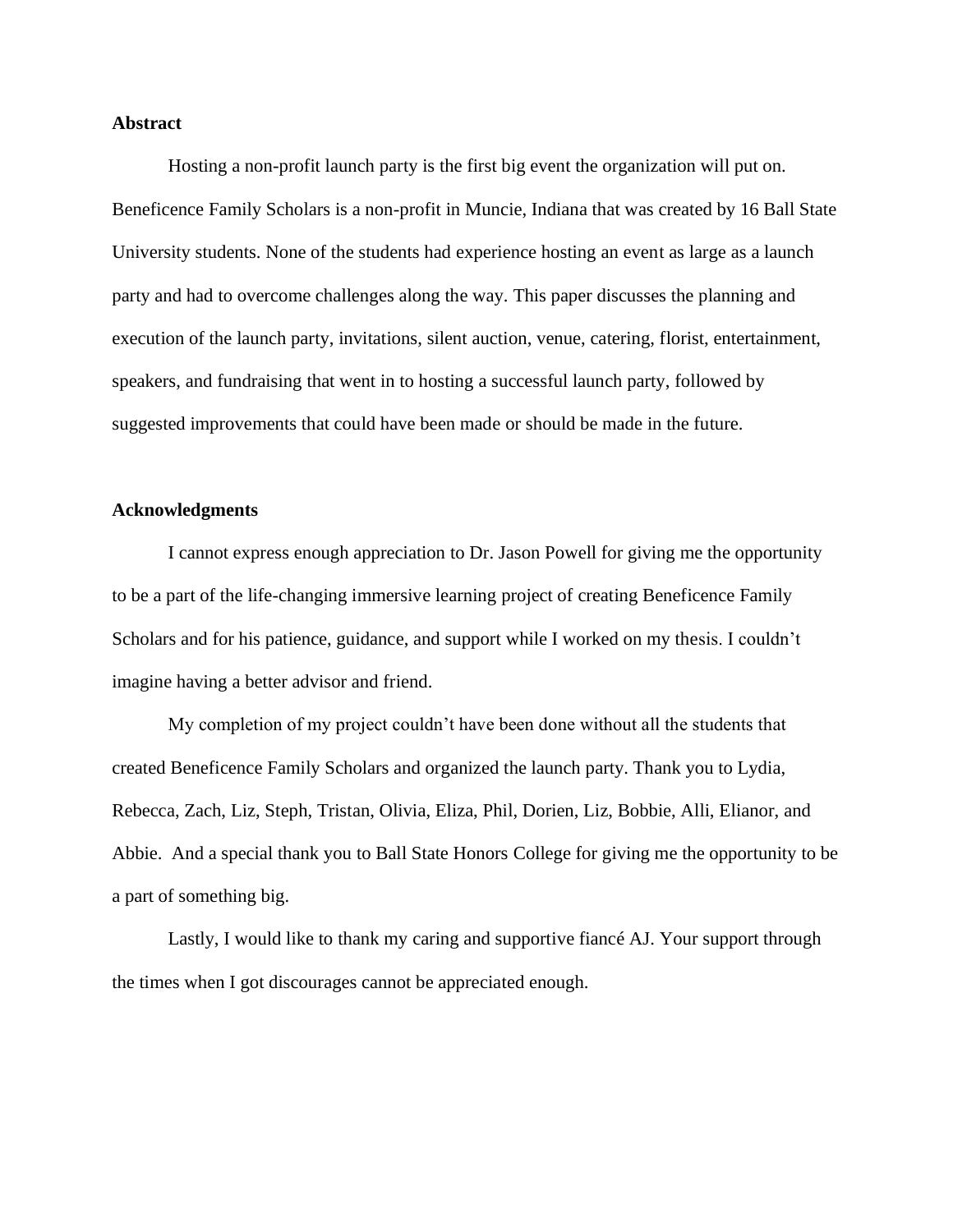**Abstract**

Hosting a non-profit launch party is the first big event the organization will put on. Beneficence Family Scholars is a non-profit in Muncie, Indiana that was created by 16 Ball State University students. None of the students had experience hosting an event as large as a launch party and had to overcome challenges along the way. This paper discusses the planning and execution of the launch party, invitations, silent auction, venue, catering, florist, entertainment, speakers, and fundraising that went in to hosting a successful launch party, followed by suggested improvements that could have been made or should be made in the future.

**Acknowledgments**

I cannot express enough appreciation to Dr. Jason Powell for giving me the opportunity to be a part of the life-changing immersive learning project of creating Beneficence Family Scholars and for his patience, guidance, and support while I worked on my thesis. I couldn't imagine having a better advisor and friend.

My completion of my project couldn't have been done without all the students that created Beneficence Family Scholars and organized the launch party. Thank you to Lydia, Rebecca, Zach, Liz, Steph, Tristan, Olivia, Eliza, Phil, Dorien, Liz, Bobbie, Alli, Elianor, and Abbie. And a special thank you to Ball State Honors College for giving me the opportunity to be a part of something big.

Lastly, I would like to thank my caring and supportive fiancé AJ. Your support through the times when I got discourages cannot be appreciated enough.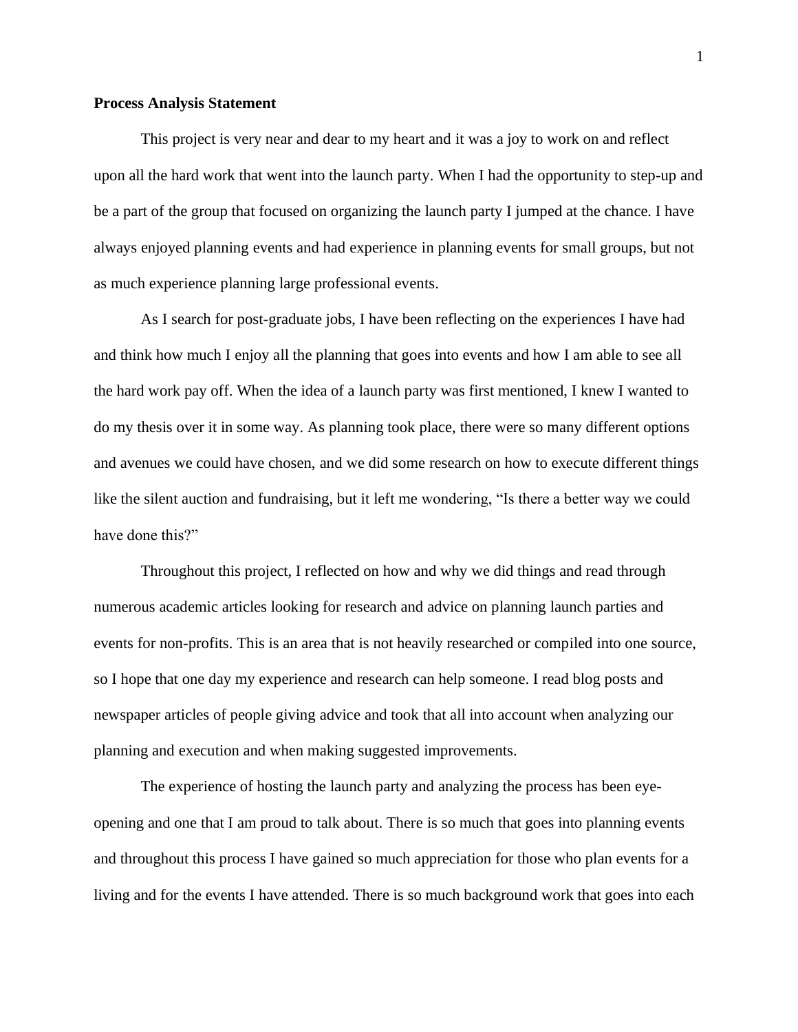**Process Analysis Statement**

This project is very near and dear to my heart and it was a joy to work on and reflect upon all the hard work that went into the launch party. When I had the opportunity to step-up and be a part of the group that focused on organizing the launch party I jumped at the chance. I have always enjoyed planning events and had experience in planning events for small groups, but not as much experience planning large professional events.

As I search for post-graduate jobs, I have been reflecting on the experiences I have had and think how much I enjoy all the planning that goes into events and how I am able to see all the hard work pay off. When the idea of a launch party was first mentioned, I knew I wanted to do my thesis over it in some way. As planning took place, there were so many different options and avenues we could have chosen, and we did some research on how to execute different things like the silent auction and fundraising, but it left me wondering, "Is there a better way we could have done this?"

Throughout this project, I reflected on how and why we did things and read through numerous academic articles looking for research and advice on planning launch parties and events for non-profits. This is an area that is not heavily researched or compiled into one source, so I hope that one day my experience and research can help someone. I read blog posts and newspaper articles of people giving advice and took that all into account when analyzing our planning and execution and when making suggested improvements.

The experience of hosting the launch party and analyzing the process has been eye-opening and one that I am proud to talk about. There is so much that goes into planning events and throughout this process I have gained so much appreciation for those who plan events for a living and for the events I have attended. There is so much background work that goes into each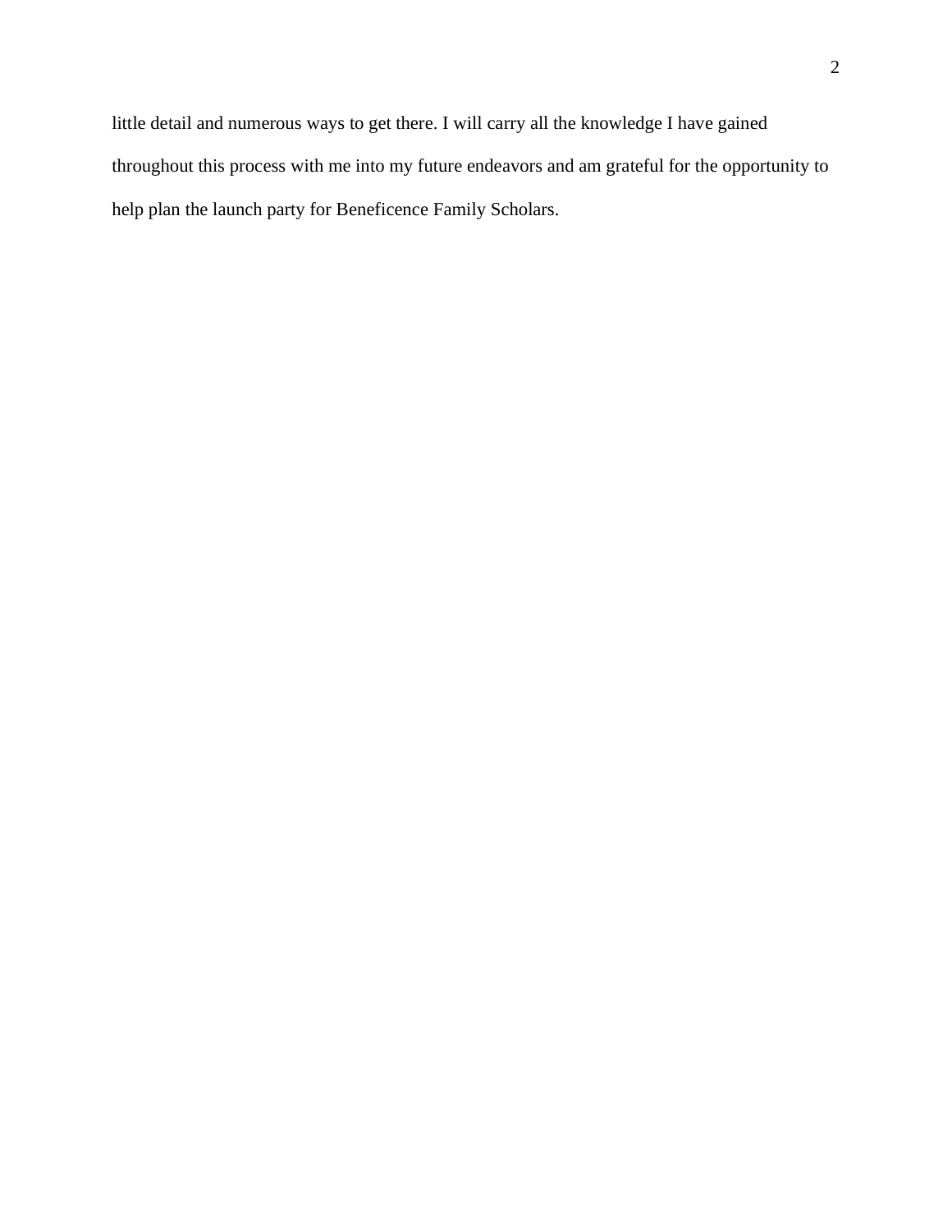little detail and numerous ways to get there. I will carry all the knowledge I have gained throughout this process with me into my future endeavors and am grateful for the opportunity to help plan the launch party for Beneficence Family Scholars.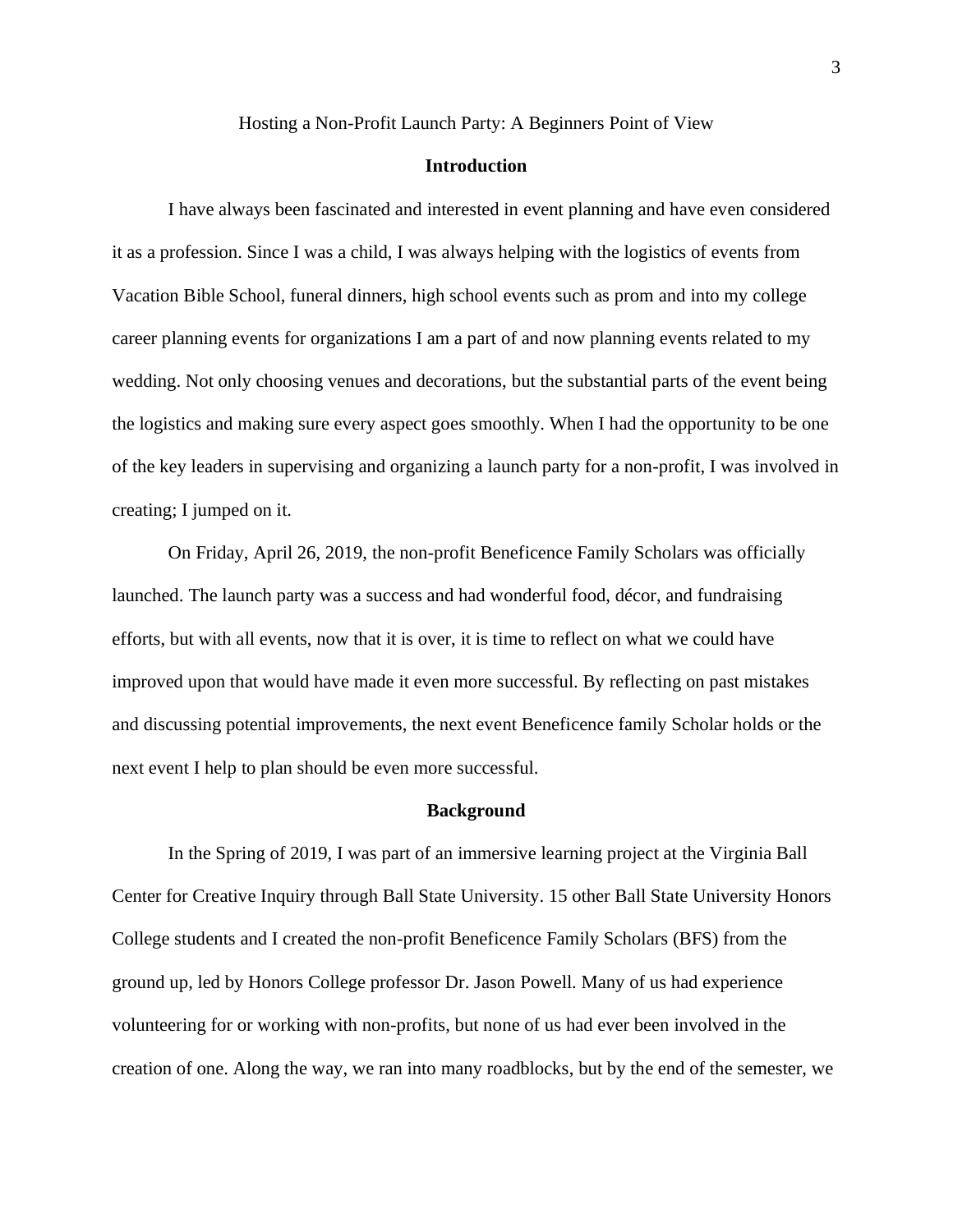Hosting a Non-Profit Launch Party: A Beginners Point of View

## Introduction

I have always been fascinated and interested in event planning and have even considered it as a profession. Since I was a child, I was always helping with the logistics of events from Vacation Bible School, funeral dinners, high school events such as prom and into my college career planning events for organizations I am a part of and now planning events related to my wedding. Not only choosing venues and decorations, but the substantial parts of the event being the logistics and making sure every aspect goes smoothly. When I had the opportunity to be one of the key leaders in supervising and organizing a launch party for a non-profit, I was involved in creating; I jumped on it.

On Friday, April 26, 2019, the non-profit Beneficence Family Scholars was officially launched. The launch party was a success and had wonderful food, décor, and fundraising efforts, but with all events, now that it is over, it is time to reflect on what we could have improved upon that would have made it even more successful. By reflecting on past mistakes and discussing potential improvements, the next event Beneficence family Scholar holds or the next event I help to plan should be even more successful.

## Background

In the Spring of 2019, I was part of an immersive learning project at the Virginia Ball Center for Creative Inquiry through Ball State University. 15 other Ball State University Honors College students and I created the non-profit Beneficence Family Scholars (BFS) from the ground up, led by Honors College professor Dr. Jason Powell. Many of us had experience volunteering for or working with non-profits, but none of us had ever been involved in the creation of one. Along the way, we ran into many roadblocks, but by the end of the semester, we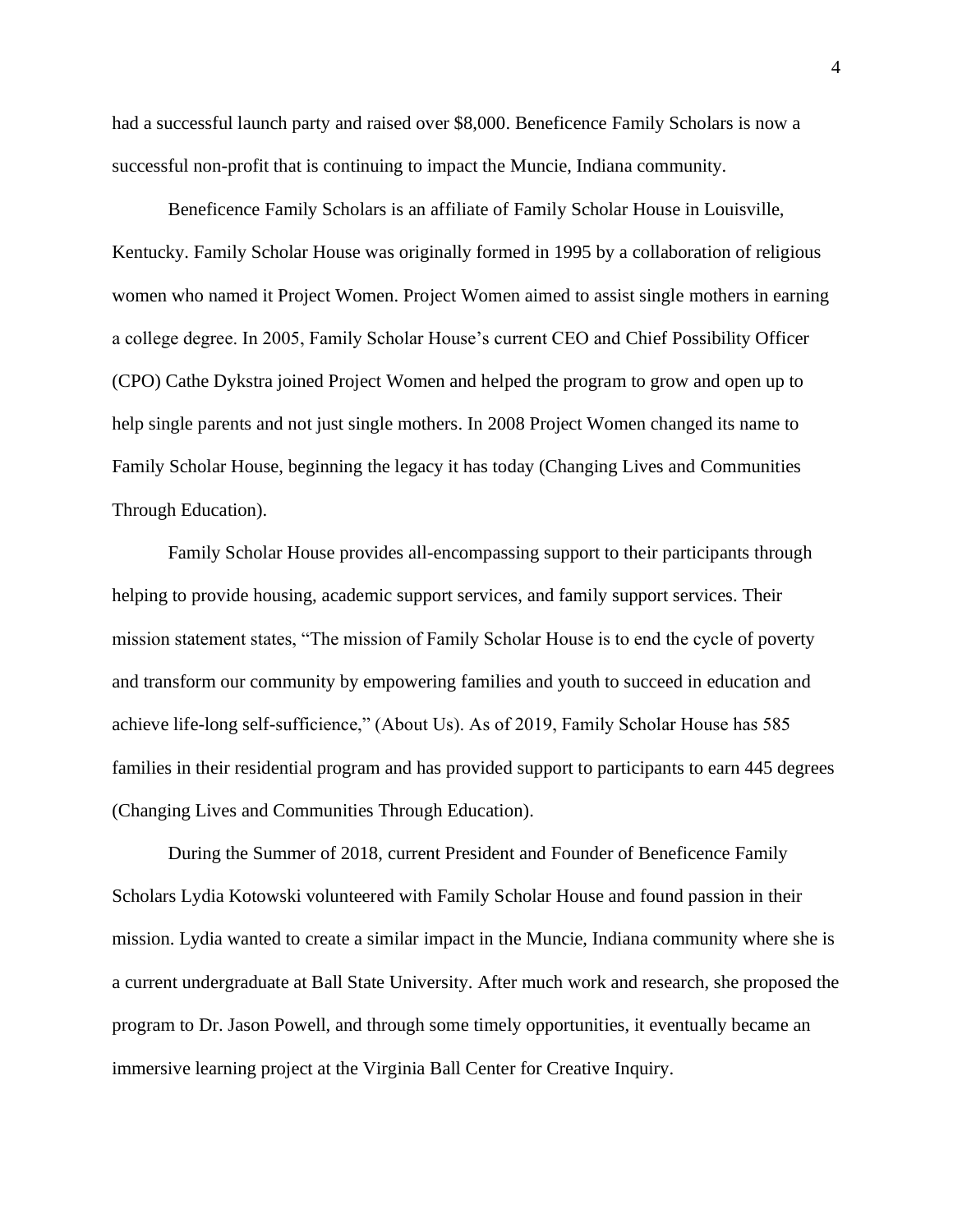had a successful launch party and raised over $8,000. Beneficence Family Scholars is now a successful non-profit that is continuing to impact the Muncie, Indiana community.

Beneficence Family Scholars is an affiliate of Family Scholar House in Louisville, Kentucky. Family Scholar House was originally formed in 1995 by a collaboration of religious women who named it Project Women. Project Women aimed to assist single mothers in earning a college degree. In 2005, Family Scholar House's current CEO and Chief Possibility Officer (CPO) Cathe Dykstra joined Project Women and helped the program to grow and open up to help single parents and not just single mothers. In 2008 Project Women changed its name to Family Scholar House, beginning the legacy it has today (Changing Lives and Communities Through Education).

Family Scholar House provides all-encompassing support to their participants through helping to provide housing, academic support services, and family support services. Their mission statement states, "The mission of Family Scholar House is to end the cycle of poverty and transform our community by empowering families and youth to succeed in education and achieve life-long self-sufficience," (About Us). As of 2019, Family Scholar House has 585 families in their residential program and has provided support to participants to earn 445 degrees (Changing Lives and Communities Through Education).

During the Summer of 2018, current President and Founder of Beneficence Family Scholars Lydia Kotowski volunteered with Family Scholar House and found passion in their mission. Lydia wanted to create a similar impact in the Muncie, Indiana community where she is a current undergraduate at Ball State University. After much work and research, she proposed the program to Dr. Jason Powell, and through some timely opportunities, it eventually became an immersive learning project at the Virginia Ball Center for Creative Inquiry.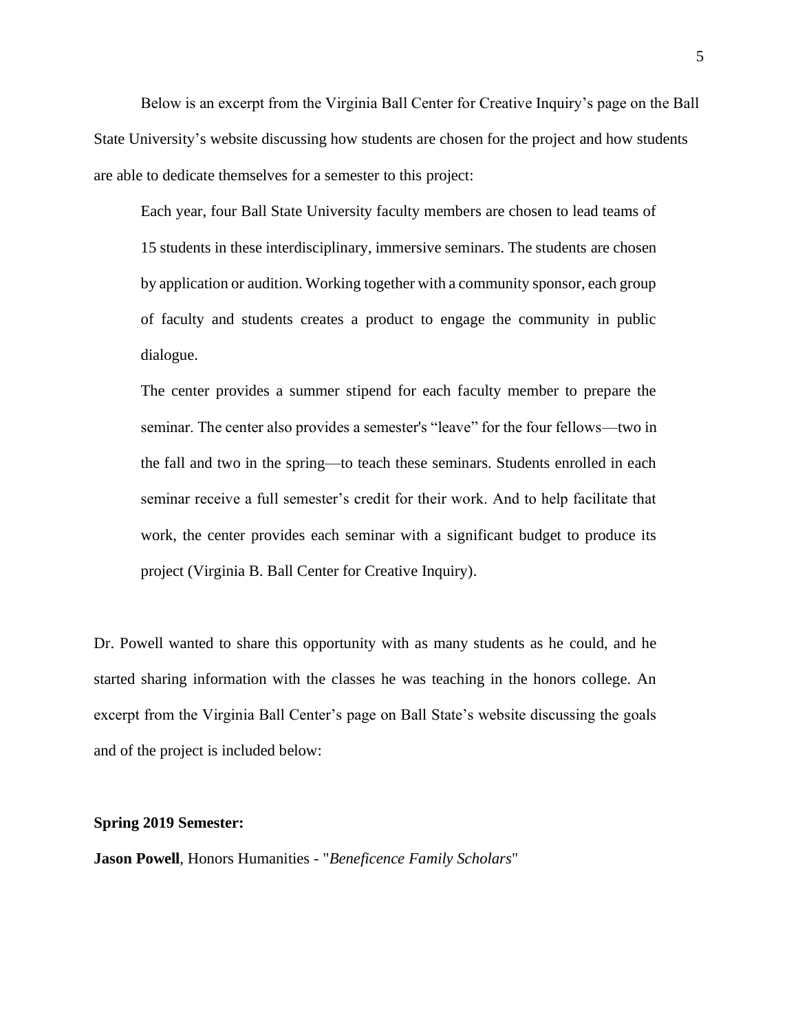Below is an excerpt from the Virginia Ball Center for Creative Inquiry's page on the Ball State University's website discussing how students are chosen for the project and how students are able to dedicate themselves for a semester to this project:

> Each year, four Ball State University faculty members are chosen to lead teams of 15 students in these interdisciplinary, immersive seminars. The students are chosen by application or audition. Working together with a community sponsor, each group of faculty and students creates a product to engage the community in public dialogue.
>
> The center provides a summer stipend for each faculty member to prepare the seminar. The center also provides a semester's "leave" for the four fellows—two in the fall and two in the spring—to teach these seminars. Students enrolled in each seminar receive a full semester's credit for their work. And to help facilitate that work, the center provides each seminar with a significant budget to produce its project (Virginia B. Ball Center for Creative Inquiry).

Dr. Powell wanted to share this opportunity with as many students as he could, and he started sharing information with the classes he was teaching in the honors college. An excerpt from the Virginia Ball Center's page on Ball State's website discussing the goals and of the project is included below:

**Spring 2019 Semester:**

**Jason Powell**, Honors Humanities - "*Beneficence Family Scholars*"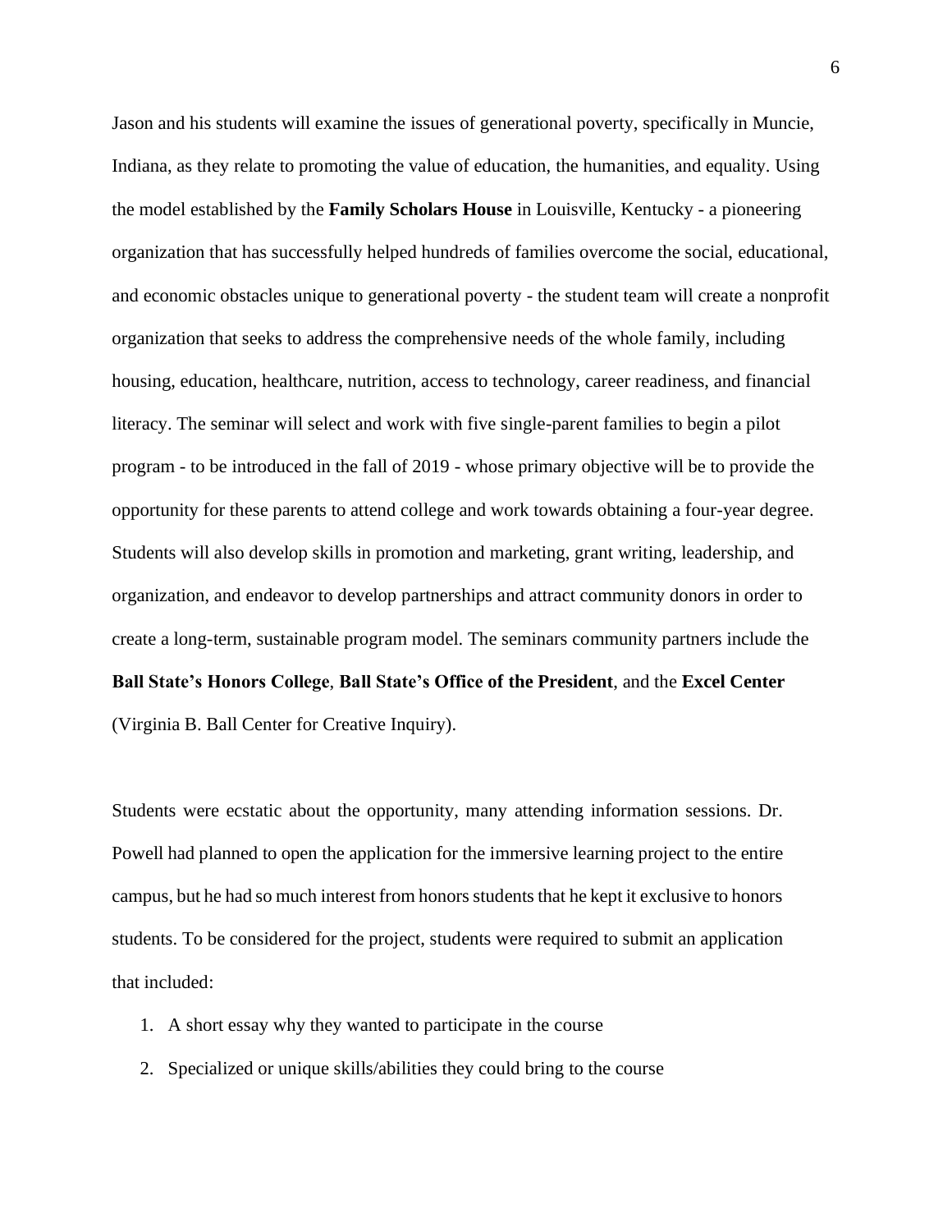Jason and his students will examine the issues of generational poverty, specifically in Muncie, Indiana, as they relate to promoting the value of education, the humanities, and equality. Using the model established by the **Family Scholars House** in Louisville, Kentucky - a pioneering organization that has successfully helped hundreds of families overcome the social, educational, and economic obstacles unique to generational poverty - the student team will create a nonprofit organization that seeks to address the comprehensive needs of the whole family, including housing, education, healthcare, nutrition, access to technology, career readiness, and financial literacy. The seminar will select and work with five single-parent families to begin a pilot program - to be introduced in the fall of 2019 - whose primary objective will be to provide the opportunity for these parents to attend college and work towards obtaining a four-year degree. Students will also develop skills in promotion and marketing, grant writing, leadership, and organization, and endeavor to develop partnerships and attract community donors in order to create a long-term, sustainable program model. The seminars community partners include the **Ball State's Honors College**, **Ball State's Office of the President**, and the **Excel Center** (Virginia B. Ball Center for Creative Inquiry).

Students were ecstatic about the opportunity, many attending information sessions. Dr. Powell had planned to open the application for the immersive learning project to the entire campus, but he had so much interest from honors students that he kept it exclusive to honors students. To be considered for the project, students were required to submit an application that included:

1. A short essay why they wanted to participate in the course
2. Specialized or unique skills/abilities they could bring to the course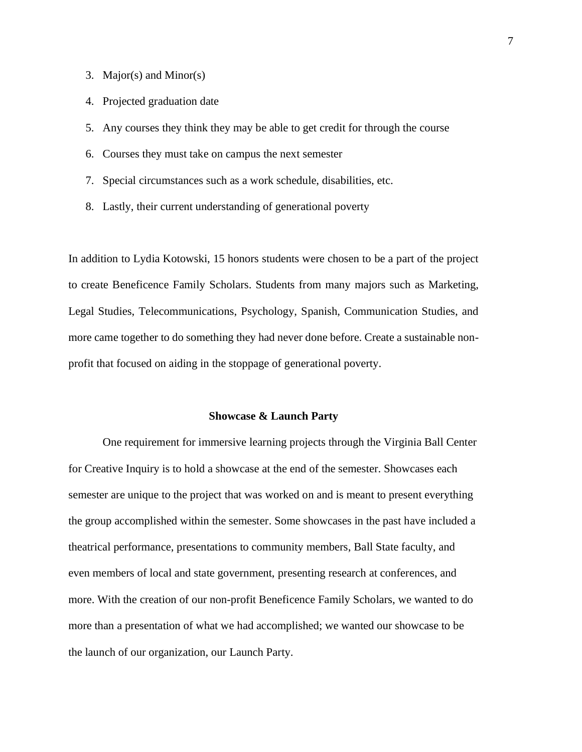3. Major(s) and Minor(s)
4. Projected graduation date
5. Any courses they think they may be able to get credit for through the course
6. Courses they must take on campus the next semester
7. Special circumstances such as a work schedule, disabilities, etc.
8. Lastly, their current understanding of generational poverty

In addition to Lydia Kotowski, 15 honors students were chosen to be a part of the project to create Beneficence Family Scholars. Students from many majors such as Marketing, Legal Studies, Telecommunications, Psychology, Spanish, Communication Studies, and more came together to do something they had never done before. Create a sustainable non-profit that focused on aiding in the stoppage of generational poverty.

### Showcase & Launch Party

One requirement for immersive learning projects through the Virginia Ball Center for Creative Inquiry is to hold a showcase at the end of the semester. Showcases each semester are unique to the project that was worked on and is meant to present everything the group accomplished within the semester. Some showcases in the past have included a theatrical performance, presentations to community members, Ball State faculty, and even members of local and state government, presenting research at conferences, and more. With the creation of our non-profit Beneficence Family Scholars, we wanted to do more than a presentation of what we had accomplished; we wanted our showcase to be the launch of our organization, our Launch Party.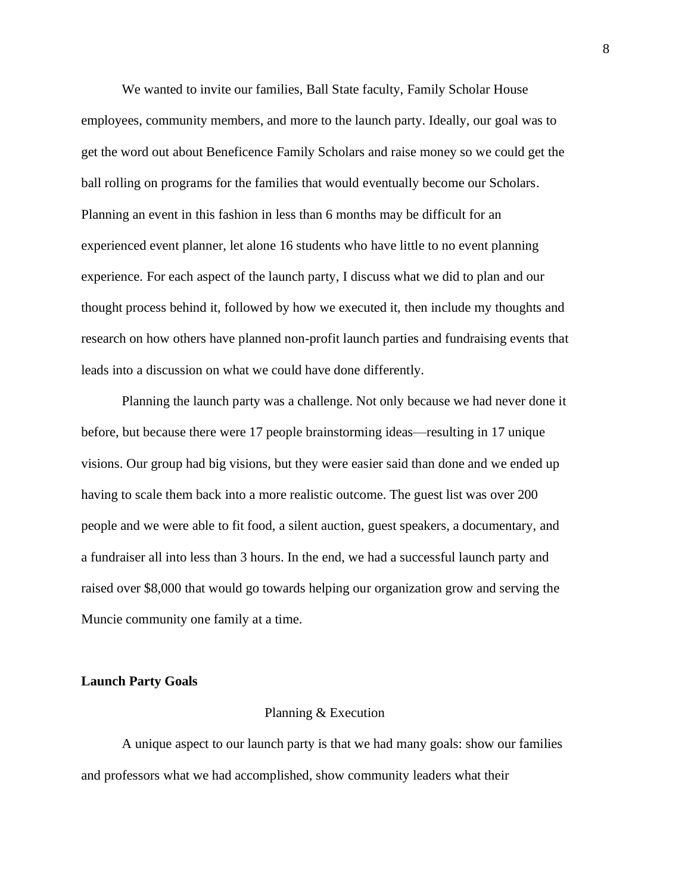We wanted to invite our families, Ball State faculty, Family Scholar House employees, community members, and more to the launch party. Ideally, our goal was to get the word out about Beneficence Family Scholars and raise money so we could get the ball rolling on programs for the families that would eventually become our Scholars. Planning an event in this fashion in less than 6 months may be difficult for an experienced event planner, let alone 16 students who have little to no event planning experience. For each aspect of the launch party, I discuss what we did to plan and our thought process behind it, followed by how we executed it, then include my thoughts and research on how others have planned non-profit launch parties and fundraising events that leads into a discussion on what we could have done differently.

Planning the launch party was a challenge. Not only because we had never done it before, but because there were 17 people brainstorming ideas—resulting in 17 unique visions. Our group had big visions, but they were easier said than done and we ended up having to scale them back into a more realistic outcome. The guest list was over 200 people and we were able to fit food, a silent auction, guest speakers, a documentary, and a fundraiser all into less than 3 hours. In the end, we had a successful launch party and raised over $8,000 that would go towards helping our organization grow and serving the Muncie community one family at a time.

**Launch Party Goals**

### Planning & Execution

A unique aspect to our launch party is that we had many goals: show our families and professors what we had accomplished, show community leaders what their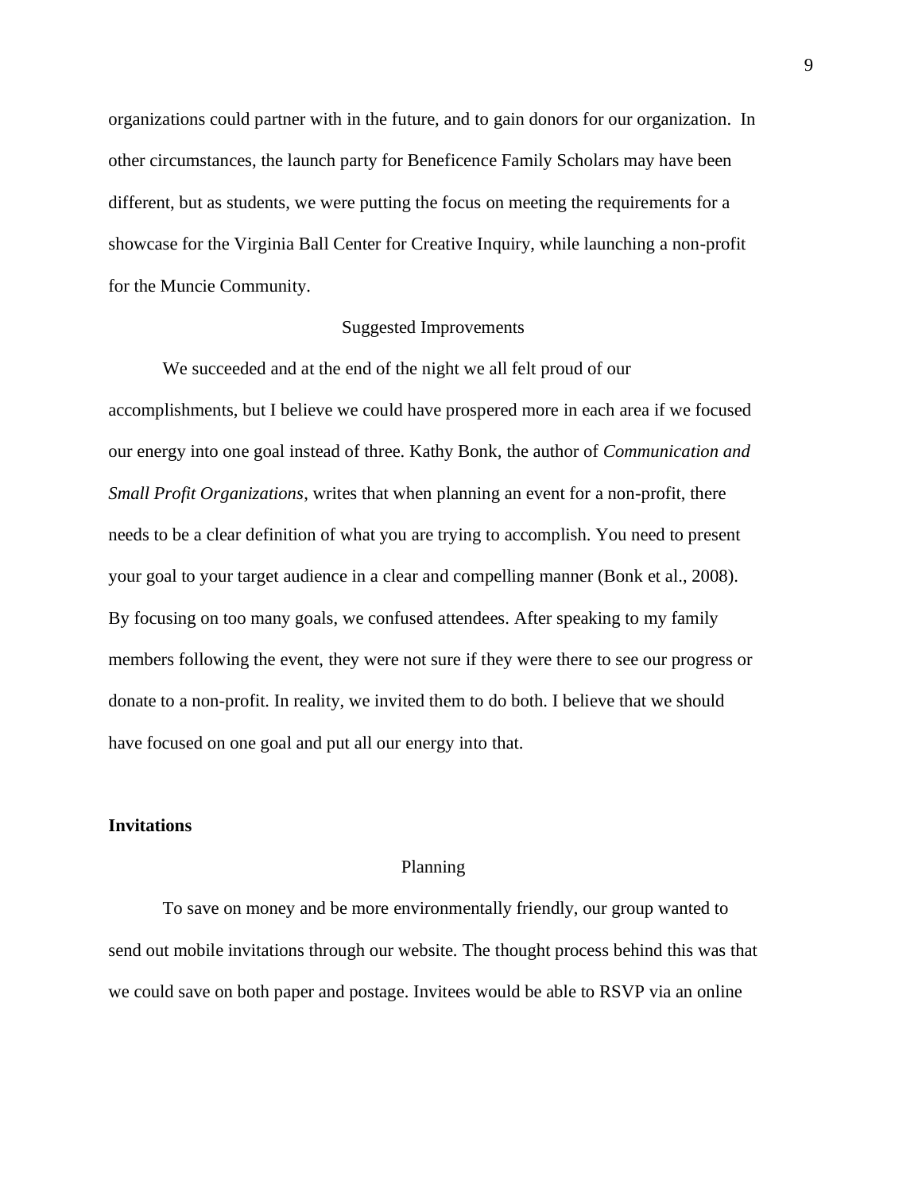organizations could partner with in the future, and to gain donors for our organization. In other circumstances, the launch party for Beneficence Family Scholars may have been different, but as students, we were putting the focus on meeting the requirements for a showcase for the Virginia Ball Center for Creative Inquiry, while launching a non-profit for the Muncie Community.

### Suggested Improvements

We succeeded and at the end of the night we all felt proud of our accomplishments, but I believe we could have prospered more in each area if we focused our energy into one goal instead of three. Kathy Bonk, the author of *Communication and Small Profit Organizations*, writes that when planning an event for a non-profit, there needs to be a clear definition of what you are trying to accomplish. You need to present your goal to your target audience in a clear and compelling manner (Bonk et al., 2008). By focusing on too many goals, we confused attendees. After speaking to my family members following the event, they were not sure if they were there to see our progress or donate to a non-profit. In reality, we invited them to do both. I believe that we should have focused on one goal and put all our energy into that.

## Invitations

### Planning

To save on money and be more environmentally friendly, our group wanted to send out mobile invitations through our website. The thought process behind this was that we could save on both paper and postage. Invitees would be able to RSVP via an online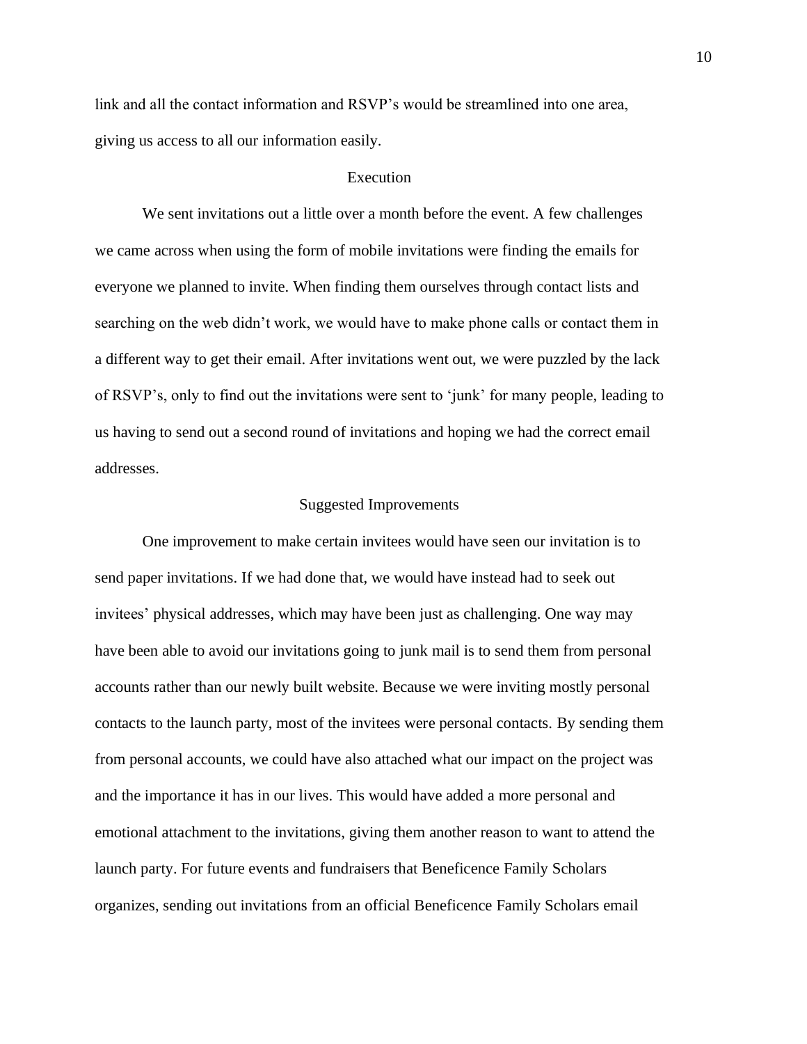link and all the contact information and RSVP's would be streamlined into one area, giving us access to all our information easily.

## Execution

We sent invitations out a little over a month before the event. A few challenges we came across when using the form of mobile invitations were finding the emails for everyone we planned to invite. When finding them ourselves through contact lists and searching on the web didn't work, we would have to make phone calls or contact them in a different way to get their email. After invitations went out, we were puzzled by the lack of RSVP's, only to find out the invitations were sent to 'junk' for many people, leading to us having to send out a second round of invitations and hoping we had the correct email addresses.

## Suggested Improvements

One improvement to make certain invitees would have seen our invitation is to send paper invitations. If we had done that, we would have instead had to seek out invitees' physical addresses, which may have been just as challenging. One way may have been able to avoid our invitations going to junk mail is to send them from personal accounts rather than our newly built website. Because we were inviting mostly personal contacts to the launch party, most of the invitees were personal contacts. By sending them from personal accounts, we could have also attached what our impact on the project was and the importance it has in our lives. This would have added a more personal and emotional attachment to the invitations, giving them another reason to want to attend the launch party. For future events and fundraisers that Beneficence Family Scholars organizes, sending out invitations from an official Beneficence Family Scholars email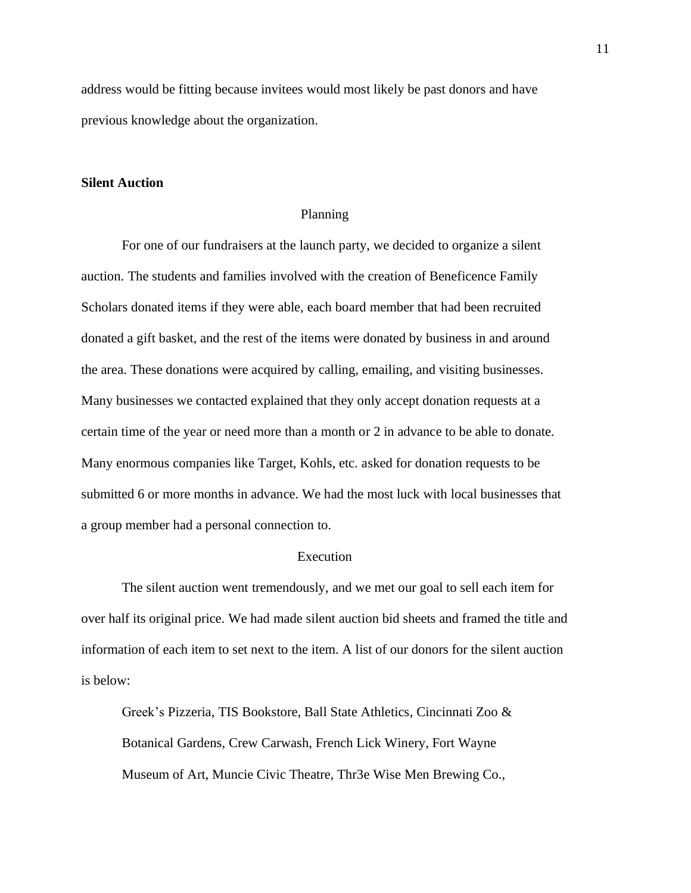address would be fitting because invitees would most likely be past donors and have previous knowledge about the organization.

**Silent Auction**

Planning

For one of our fundraisers at the launch party, we decided to organize a silent auction. The students and families involved with the creation of Beneficence Family Scholars donated items if they were able, each board member that had been recruited donated a gift basket, and the rest of the items were donated by business in and around the area. These donations were acquired by calling, emailing, and visiting businesses. Many businesses we contacted explained that they only accept donation requests at a certain time of the year or need more than a month or 2 in advance to be able to donate. Many enormous companies like Target, Kohls, etc. asked for donation requests to be submitted 6 or more months in advance. We had the most luck with local businesses that a group member had a personal connection to.

Execution

The silent auction went tremendously, and we met our goal to sell each item for over half its original price. We had made silent auction bid sheets and framed the title and information of each item to set next to the item. A list of our donors for the silent auction is below:

Greek's Pizzeria, TIS Bookstore, Ball State Athletics, Cincinnati Zoo & Botanical Gardens, Crew Carwash, French Lick Winery, Fort Wayne Museum of Art, Muncie Civic Theatre, Thr3e Wise Men Brewing Co.,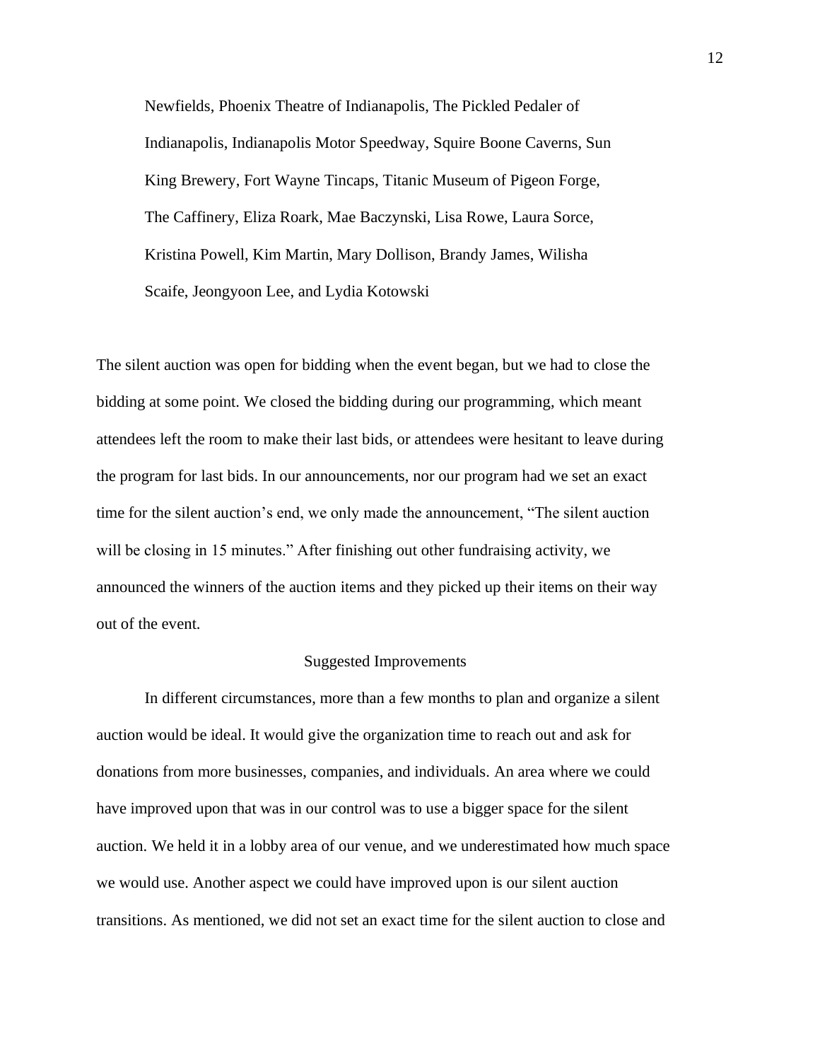Newfields, Phoenix Theatre of Indianapolis, The Pickled Pedaler of Indianapolis, Indianapolis Motor Speedway, Squire Boone Caverns, Sun King Brewery, Fort Wayne Tincaps, Titanic Museum of Pigeon Forge, The Caffinery, Eliza Roark, Mae Baczynski, Lisa Rowe, Laura Sorce, Kristina Powell, Kim Martin, Mary Dollison, Brandy James, Wilisha Scaife, Jeongyoon Lee, and Lydia Kotowski

The silent auction was open for bidding when the event began, but we had to close the bidding at some point. We closed the bidding during our programming, which meant attendees left the room to make their last bids, or attendees were hesitant to leave during the program for last bids. In our announcements, nor our program had we set an exact time for the silent auction's end, we only made the announcement, "The silent auction will be closing in 15 minutes." After finishing out other fundraising activity, we announced the winners of the auction items and they picked up their items on their way out of the event.

## Suggested Improvements

In different circumstances, more than a few months to plan and organize a silent auction would be ideal. It would give the organization time to reach out and ask for donations from more businesses, companies, and individuals. An area where we could have improved upon that was in our control was to use a bigger space for the silent auction. We held it in a lobby area of our venue, and we underestimated how much space we would use. Another aspect we could have improved upon is our silent auction transitions. As mentioned, we did not set an exact time for the silent auction to close and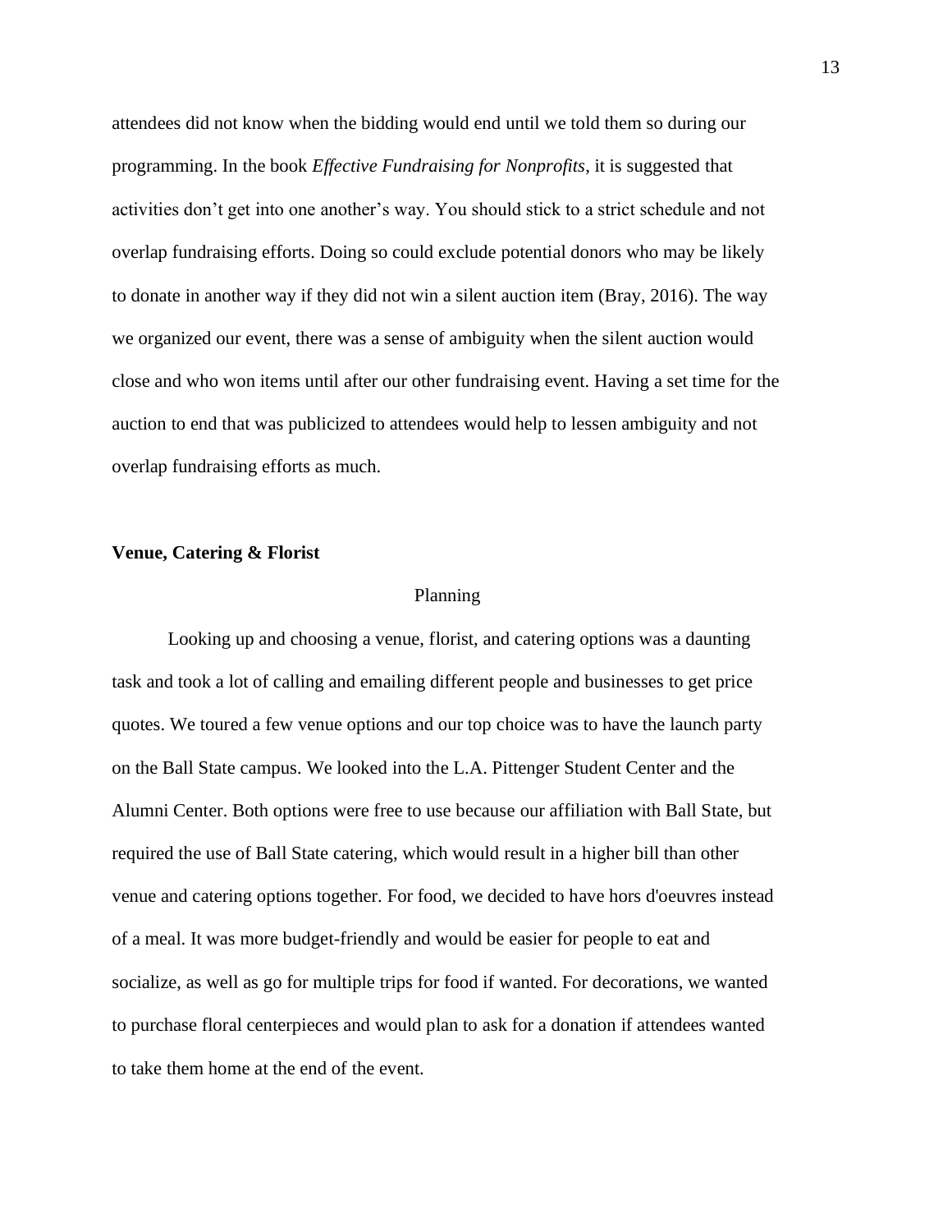attendees did not know when the bidding would end until we told them so during our programming. In the book *Effective Fundraising for Nonprofits*, it is suggested that activities don't get into one another's way. You should stick to a strict schedule and not overlap fundraising efforts. Doing so could exclude potential donors who may be likely to donate in another way if they did not win a silent auction item (Bray, 2016). The way we organized our event, there was a sense of ambiguity when the silent auction would close and who won items until after our other fundraising event. Having a set time for the auction to end that was publicized to attendees would help to lessen ambiguity and not overlap fundraising efforts as much.

**Venue, Catering & Florist**

Planning

Looking up and choosing a venue, florist, and catering options was a daunting task and took a lot of calling and emailing different people and businesses to get price quotes. We toured a few venue options and our top choice was to have the launch party on the Ball State campus. We looked into the L.A. Pittenger Student Center and the Alumni Center. Both options were free to use because our affiliation with Ball State, but required the use of Ball State catering, which would result in a higher bill than other venue and catering options together. For food, we decided to have hors d'oeuvres instead of a meal. It was more budget-friendly and would be easier for people to eat and socialize, as well as go for multiple trips for food if wanted. For decorations, we wanted to purchase floral centerpieces and would plan to ask for a donation if attendees wanted to take them home at the end of the event.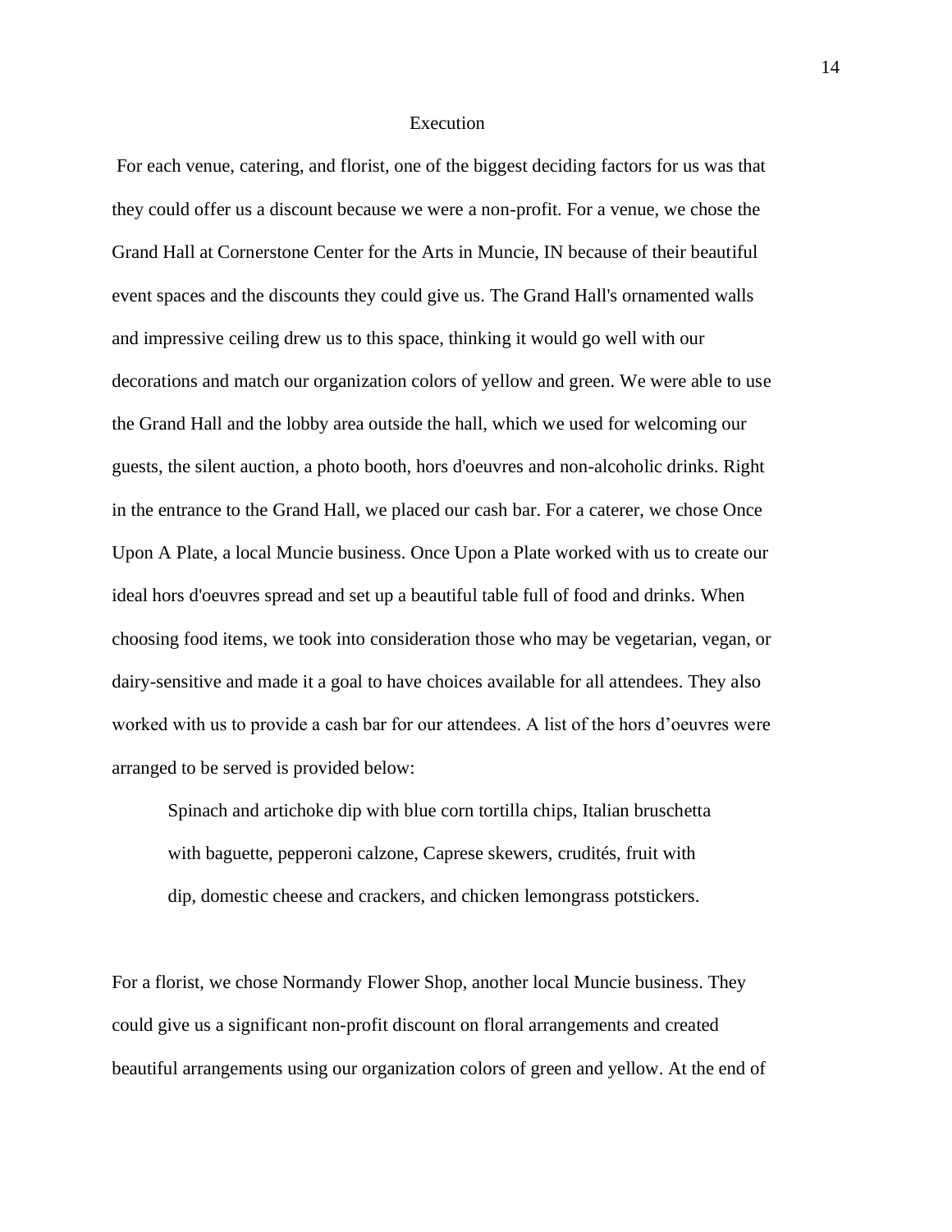## Execution

For each venue, catering, and florist, one of the biggest deciding factors for us was that they could offer us a discount because we were a non-profit. For a venue, we chose the Grand Hall at Cornerstone Center for the Arts in Muncie, IN because of their beautiful event spaces and the discounts they could give us. The Grand Hall's ornamented walls and impressive ceiling drew us to this space, thinking it would go well with our decorations and match our organization colors of yellow and green. We were able to use the Grand Hall and the lobby area outside the hall, which we used for welcoming our guests, the silent auction, a photo booth, hors d'oeuvres and non-alcoholic drinks. Right in the entrance to the Grand Hall, we placed our cash bar. For a caterer, we chose Once Upon A Plate, a local Muncie business. Once Upon a Plate worked with us to create our ideal hors d'oeuvres spread and set up a beautiful table full of food and drinks. When choosing food items, we took into consideration those who may be vegetarian, vegan, or dairy-sensitive and made it a goal to have choices available for all attendees. They also worked with us to provide a cash bar for our attendees. A list of the hors d'oeuvres were arranged to be served is provided below:

> Spinach and artichoke dip with blue corn tortilla chips, Italian bruschetta with baguette, pepperoni calzone, Caprese skewers, crudités, fruit with dip, domestic cheese and crackers, and chicken lemongrass potstickers.

For a florist, we chose Normandy Flower Shop, another local Muncie business. They could give us a significant non-profit discount on floral arrangements and created beautiful arrangements using our organization colors of green and yellow. At the end of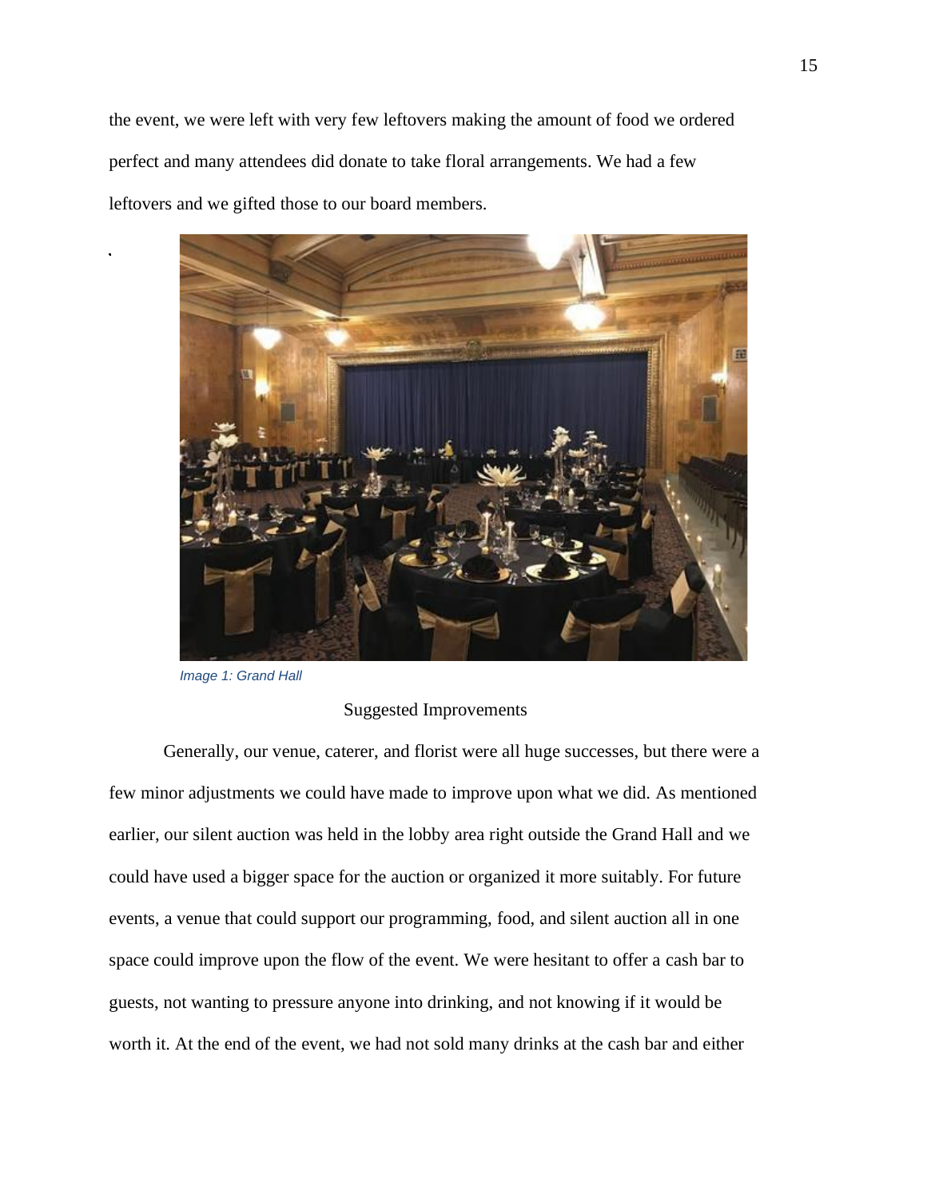the event, we were left with very few leftovers making the amount of food we ordered perfect and many attendees did donate to take floral arrangements. We had a few leftovers and we gifted those to our board members.

*Image 1: Grand Hall*

## Suggested Improvements

Generally, our venue, caterer, and florist were all huge successes, but there were a few minor adjustments we could have made to improve upon what we did. As mentioned earlier, our silent auction was held in the lobby area right outside the Grand Hall and we could have used a bigger space for the auction or organized it more suitably. For future events, a venue that could support our programming, food, and silent auction all in one space could improve upon the flow of the event. We were hesitant to offer a cash bar to guests, not wanting to pressure anyone into drinking, and not knowing if it would be worth it. At the end of the event, we had not sold many drinks at the cash bar and either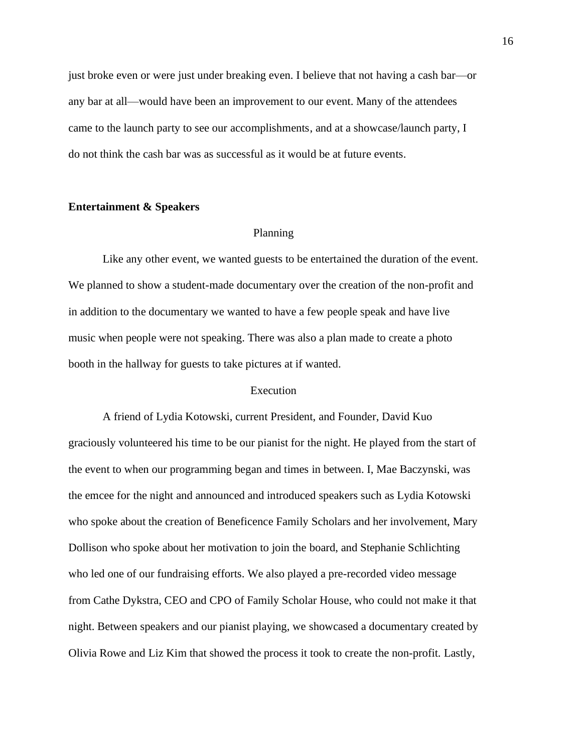just broke even or were just under breaking even. I believe that not having a cash bar—or any bar at all—would have been an improvement to our event. Many of the attendees came to the launch party to see our accomplishments, and at a showcase/launch party, I do not think the cash bar was as successful as it would be at future events.

**Entertainment & Speakers**

Planning

Like any other event, we wanted guests to be entertained the duration of the event. We planned to show a student-made documentary over the creation of the non-profit and in addition to the documentary we wanted to have a few people speak and have live music when people were not speaking. There was also a plan made to create a photo booth in the hallway for guests to take pictures at if wanted.

Execution

A friend of Lydia Kotowski, current President, and Founder, David Kuo graciously volunteered his time to be our pianist for the night. He played from the start of the event to when our programming began and times in between. I, Mae Baczynski, was the emcee for the night and announced and introduced speakers such as Lydia Kotowski who spoke about the creation of Beneficence Family Scholars and her involvement, Mary Dollison who spoke about her motivation to join the board, and Stephanie Schlichting who led one of our fundraising efforts. We also played a pre-recorded video message from Cathe Dykstra, CEO and CPO of Family Scholar House, who could not make it that night. Between speakers and our pianist playing, we showcased a documentary created by Olivia Rowe and Liz Kim that showed the process it took to create the non-profit. Lastly,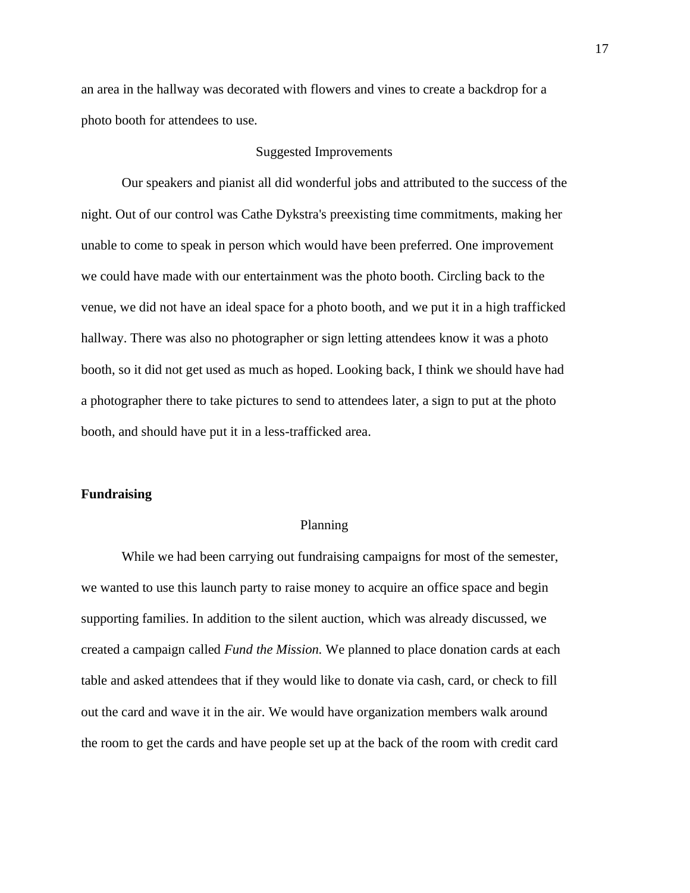an area in the hallway was decorated with flowers and vines to create a backdrop for a photo booth for attendees to use.

### Suggested Improvements

Our speakers and pianist all did wonderful jobs and attributed to the success of the night. Out of our control was Cathe Dykstra's preexisting time commitments, making her unable to come to speak in person which would have been preferred. One improvement we could have made with our entertainment was the photo booth. Circling back to the venue, we did not have an ideal space for a photo booth, and we put it in a high trafficked hallway. There was also no photographer or sign letting attendees know it was a photo booth, so it did not get used as much as hoped. Looking back, I think we should have had a photographer there to take pictures to send to attendees later, a sign to put at the photo booth, and should have put it in a less-trafficked area.

## Fundraising

### Planning

While we had been carrying out fundraising campaigns for most of the semester, we wanted to use this launch party to raise money to acquire an office space and begin supporting families. In addition to the silent auction, which was already discussed, we created a campaign called *Fund the Mission.* We planned to place donation cards at each table and asked attendees that if they would like to donate via cash, card, or check to fill out the card and wave it in the air. We would have organization members walk around the room to get the cards and have people set up at the back of the room with credit card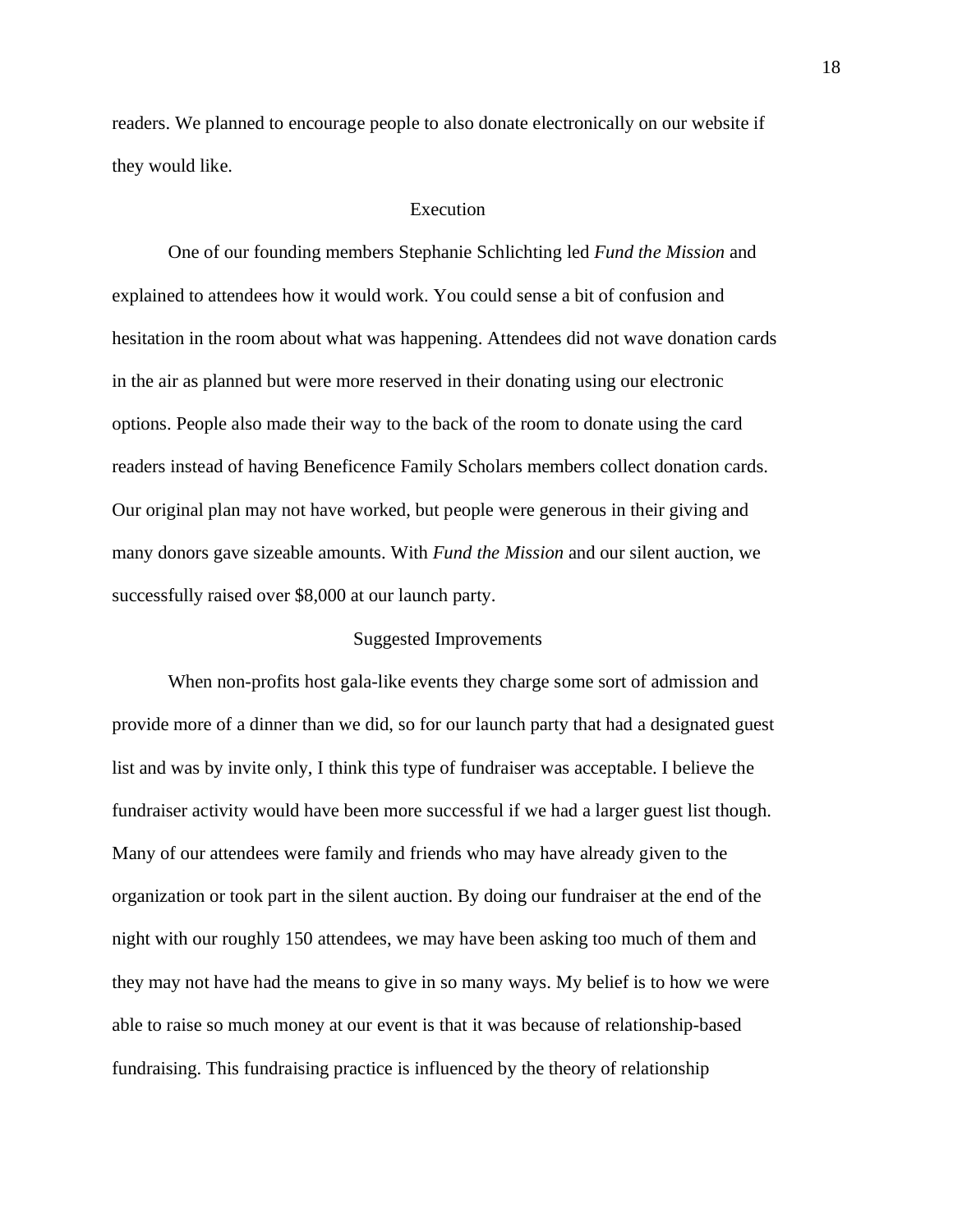readers. We planned to encourage people to also donate electronically on our website if they would like.

## Execution

One of our founding members Stephanie Schlichting led *Fund the Mission* and explained to attendees how it would work. You could sense a bit of confusion and hesitation in the room about what was happening. Attendees did not wave donation cards in the air as planned but were more reserved in their donating using our electronic options. People also made their way to the back of the room to donate using the card readers instead of having Beneficence Family Scholars members collect donation cards. Our original plan may not have worked, but people were generous in their giving and many donors gave sizeable amounts. With *Fund the Mission* and our silent auction, we successfully raised over $8,000 at our launch party.

## Suggested Improvements

When non-profits host gala-like events they charge some sort of admission and provide more of a dinner than we did, so for our launch party that had a designated guest list and was by invite only, I think this type of fundraiser was acceptable. I believe the fundraiser activity would have been more successful if we had a larger guest list though. Many of our attendees were family and friends who may have already given to the organization or took part in the silent auction. By doing our fundraiser at the end of the night with our roughly 150 attendees, we may have been asking too much of them and they may not have had the means to give in so many ways. My belief is to how we were able to raise so much money at our event is that it was because of relationship-based fundraising. This fundraising practice is influenced by the theory of relationship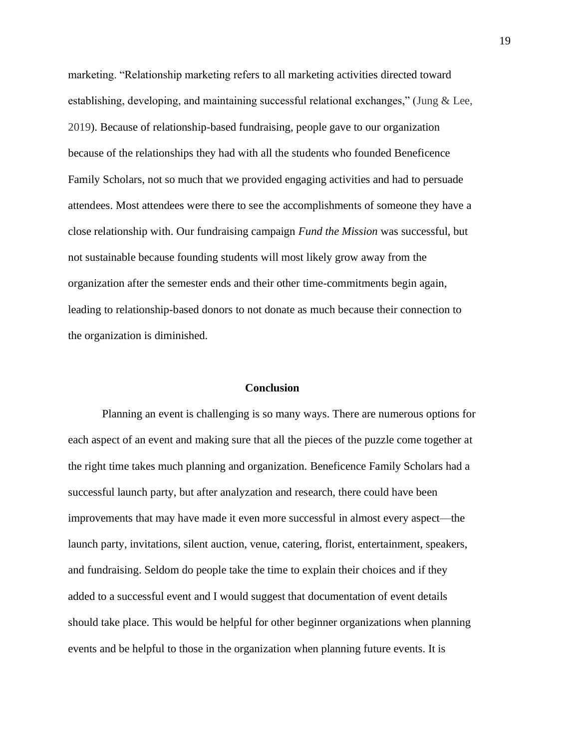marketing. "Relationship marketing refers to all marketing activities directed toward establishing, developing, and maintaining successful relational exchanges," (Jung & Lee, 2019). Because of relationship-based fundraising, people gave to our organization because of the relationships they had with all the students who founded Beneficence Family Scholars, not so much that we provided engaging activities and had to persuade attendees. Most attendees were there to see the accomplishments of someone they have a close relationship with. Our fundraising campaign *Fund the Mission* was successful, but not sustainable because founding students will most likely grow away from the organization after the semester ends and their other time-commitments begin again, leading to relationship-based donors to not donate as much because their connection to the organization is diminished.

## Conclusion

Planning an event is challenging is so many ways. There are numerous options for each aspect of an event and making sure that all the pieces of the puzzle come together at the right time takes much planning and organization. Beneficence Family Scholars had a successful launch party, but after analyzation and research, there could have been improvements that may have made it even more successful in almost every aspect—the launch party, invitations, silent auction, venue, catering, florist, entertainment, speakers, and fundraising. Seldom do people take the time to explain their choices and if they added to a successful event and I would suggest that documentation of event details should take place. This would be helpful for other beginner organizations when planning events and be helpful to those in the organization when planning future events. It is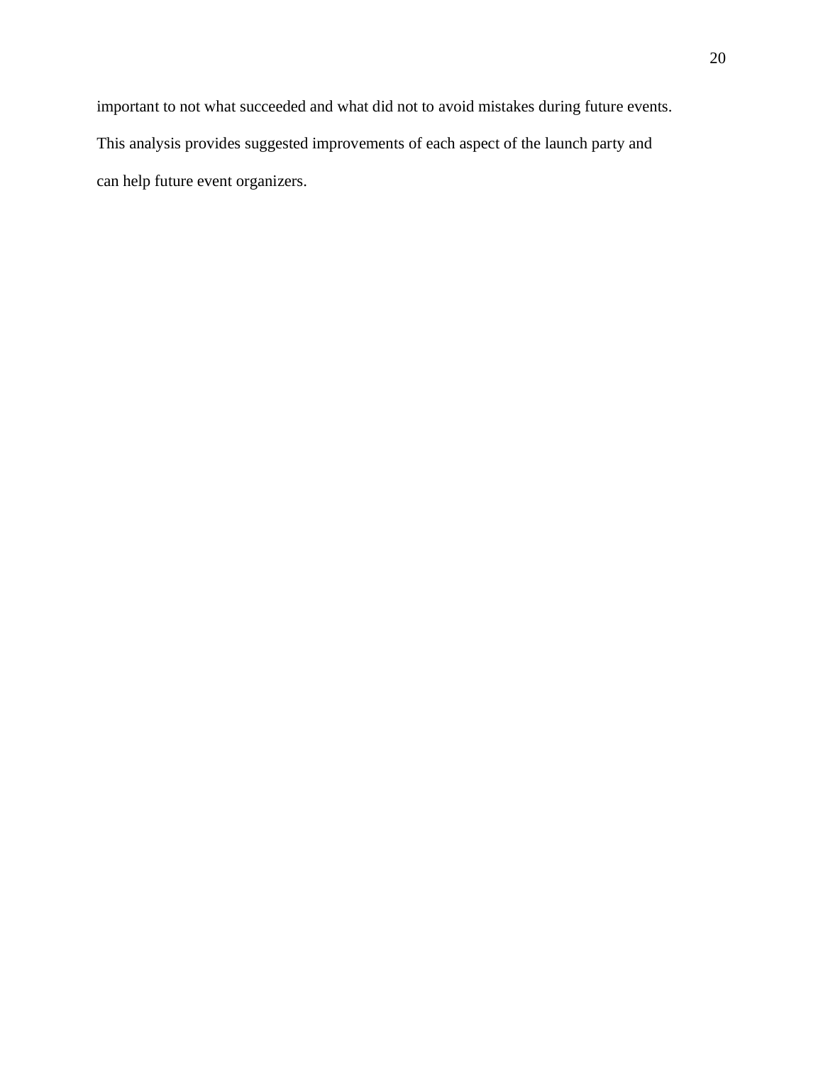important to not what succeeded and what did not to avoid mistakes during future events. This analysis provides suggested improvements of each aspect of the launch party and can help future event organizers.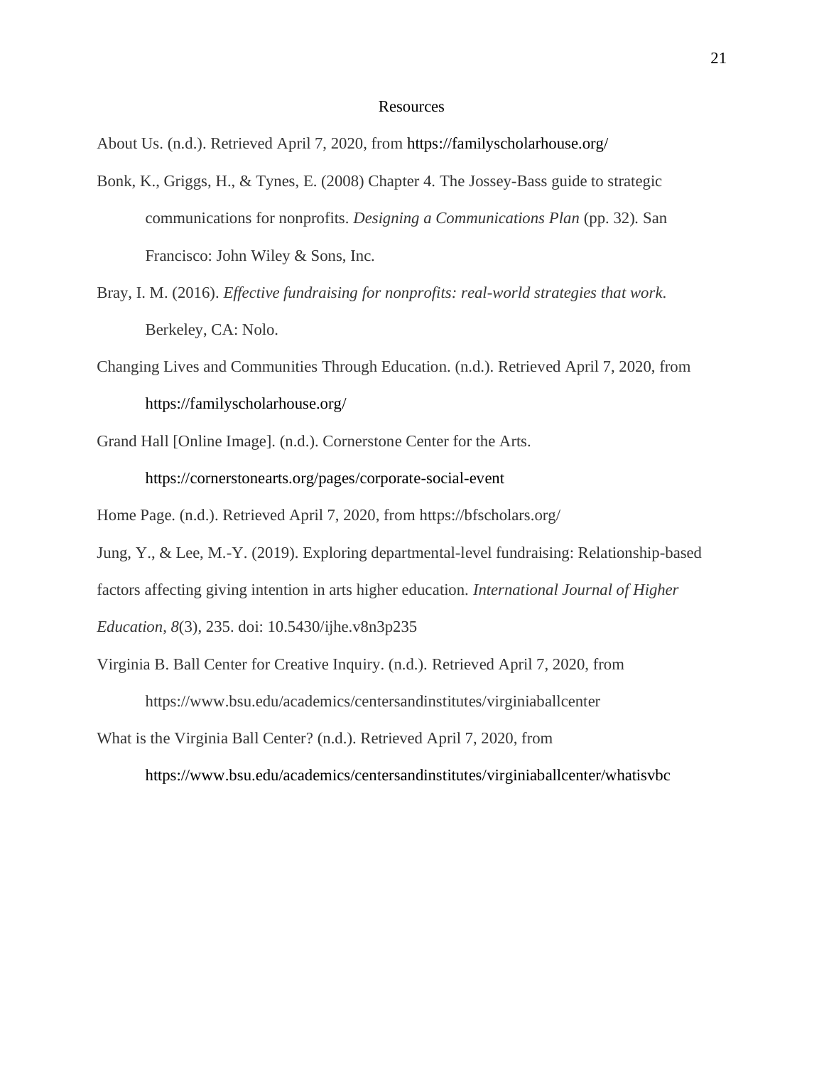# Resources

About Us. (n.d.). Retrieved April 7, 2020, from https://familyscholarhouse.org/

Bonk, K., Griggs, H., & Tynes, E. (2008) Chapter 4. The Jossey-Bass guide to strategic communications for nonprofits. *Designing a Communications Plan* (pp. 32). San Francisco: John Wiley & Sons, Inc.

Bray, I. M. (2016). *Effective fundraising for nonprofits: real-world strategies that work*. Berkeley, CA: Nolo.

Changing Lives and Communities Through Education. (n.d.). Retrieved April 7, 2020, from https://familyscholarhouse.org/

Grand Hall [Online Image]. (n.d.). Cornerstone Center for the Arts. https://cornerstonearts.org/pages/corporate-social-event

Home Page. (n.d.). Retrieved April 7, 2020, from https://bfscholars.org/

Jung, Y., & Lee, M.-Y. (2019). Exploring departmental-level fundraising: Relationship-based factors affecting giving intention in arts higher education. *International Journal of Higher Education*, *8*(3), 235. doi: 10.5430/ijhe.v8n3p235

Virginia B. Ball Center for Creative Inquiry. (n.d.). Retrieved April 7, 2020, from https://www.bsu.edu/academics/centersandinstitutes/virginiaballcenter

What is the Virginia Ball Center? (n.d.). Retrieved April 7, 2020, from https://www.bsu.edu/academics/centersandinstitutes/virginiaballcenter/whatisvbc